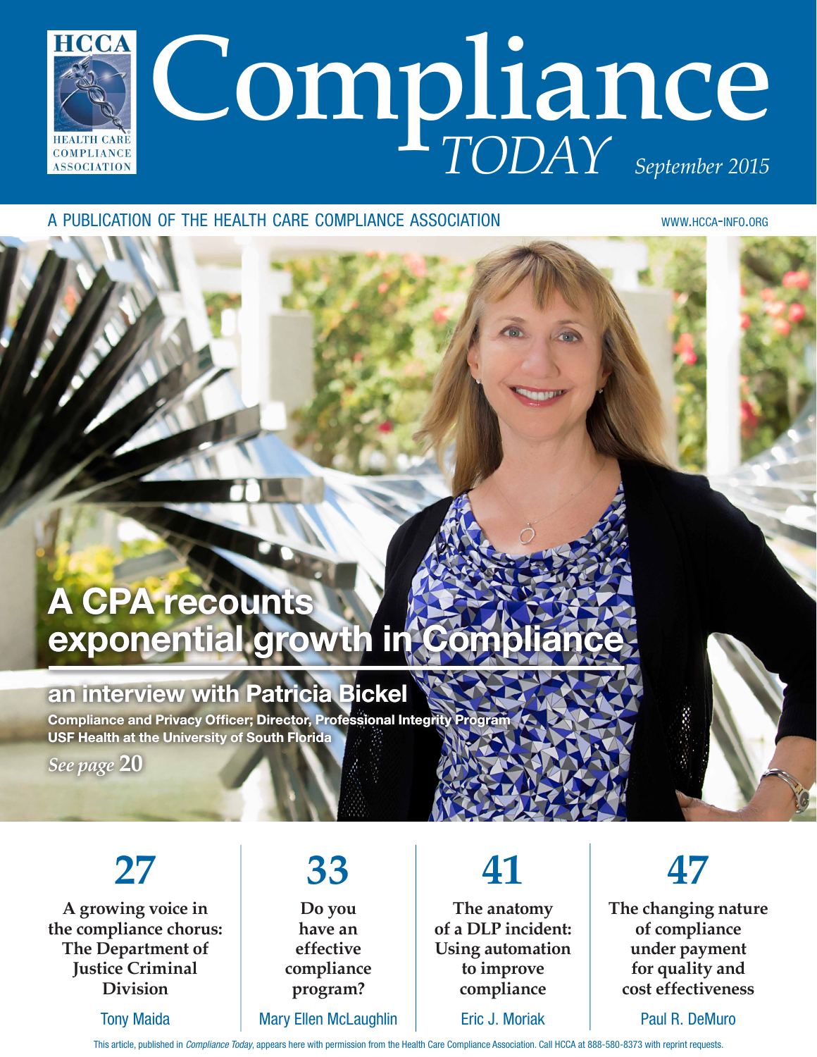HCCA

HEALTH CARE COMPLIANCE ASSOCIATION

# Compliance *TODAY*

*September 2015*

A PUBLICATION OF THE HEALTH CARE COMPLIANCE ASSOCIATION

WWW.HCCA-INFO.ORG

## A CPA recounts exponential growth in Compliance

### an interview with Patricia Bickel

**Compliance and Privacy Officer; Director, Professional Integrity Program**
**USF Health at the University of South Florida**

*See page* **20**

---

**27**

**A growing voice in the compliance chorus: The Department of Justice Criminal Division**

Tony Maida

**33**

**Do you have an effective compliance program?**

Mary Ellen McLaughlin

**41**

**The anatomy of a DLP incident: Using automation to improve compliance**

Eric J. Moriak

**47**

**The changing nature of compliance under payment for quality and cost effectiveness**

Paul R. DeMuro

This article, published in *Compliance Today*, appears here with permission from the Health Care Compliance Association. Call HCCA at 888-580-8373 with reprint requests.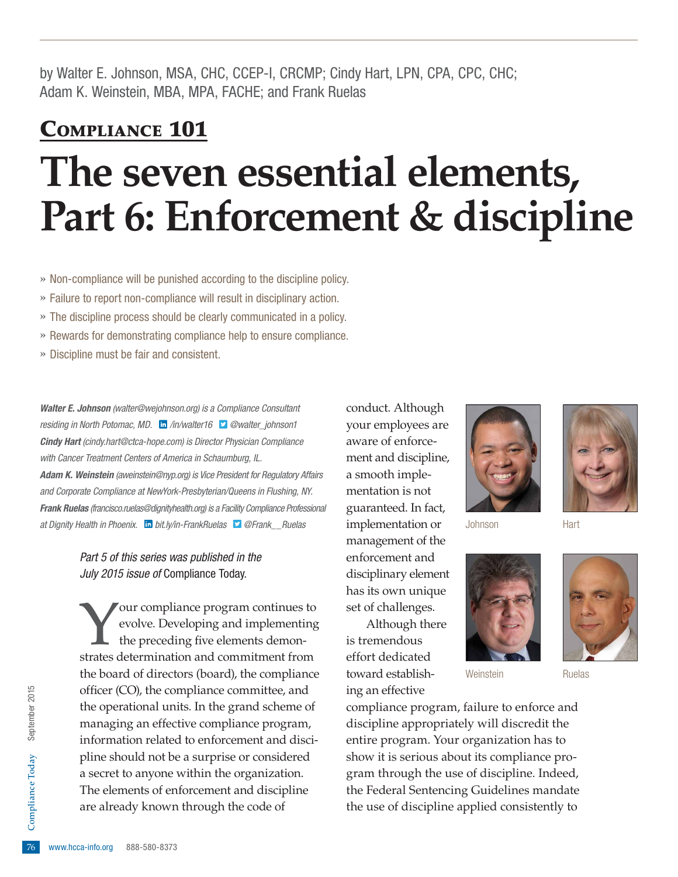by Walter E. Johnson, MSA, CHC, CCEP-I, CRCMP; Cindy Hart, LPN, CPA, CPC, CHC; Adam K. Weinstein, MBA, MPA, FACHE; and Frank Ruelas

**Compliance 101**

# The seven essential elements, Part 6: Enforcement & discipline

- » Non-compliance will be punished according to the discipline policy.
- » Failure to report non-compliance will result in disciplinary action.
- » The discipline process should be clearly communicated in a policy.
- » Rewards for demonstrating compliance help to ensure compliance.
- » Discipline must be fair and consistent.

***Walter E. Johnson*** *(walter@wejohnson.org) is a Compliance Consultant residing in North Potomac, MD.* /in/walter16 @walter_johnson1

***Cindy Hart*** *(cindy.hart@ctca-hope.com) is Director Physician Compliance with Cancer Treatment Centers of America in Schaumburg, IL.*

***Adam K. Weinstein*** *(aweinstein@nyp.org) is Vice President for Regulatory Affairs and Corporate Compliance at NewYork-Presbyterian/Queens in Flushing, NY.*

***Frank Ruelas*** *(francisco.ruelas@dignityhealth.org) is a Facility Compliance Professional at Dignity Health in Phoenix.* bit.ly/in-FrankRuelas @Frank__Ruelas

Johnson

Hart

Weinstein

Ruelas

*Part 5 of this series was published in the July 2015 issue of* Compliance Today.

Your compliance program continues to evolve. Developing and implementing the preceding five elements demonstrates determination and commitment from the board of directors (board), the compliance officer (CO), the compliance committee, and the operational units. In the grand scheme of managing an effective compliance program, information related to enforcement and discipline should not be a surprise or considered a secret to anyone within the organization. The elements of enforcement and discipline are already known through the code of conduct. Although your employees are aware of enforcement and discipline, a smooth implementation is not guaranteed. In fact, implementation or management of the enforcement and disciplinary element has its own unique set of challenges.

Although there is tremendous effort dedicated toward establishing an effective compliance program, failure to enforce and discipline appropriately will discredit the entire program. Your organization has to show it is serious about its compliance program through the use of discipline. Indeed, the Federal Sentencing Guidelines mandate the use of discipline applied consistently to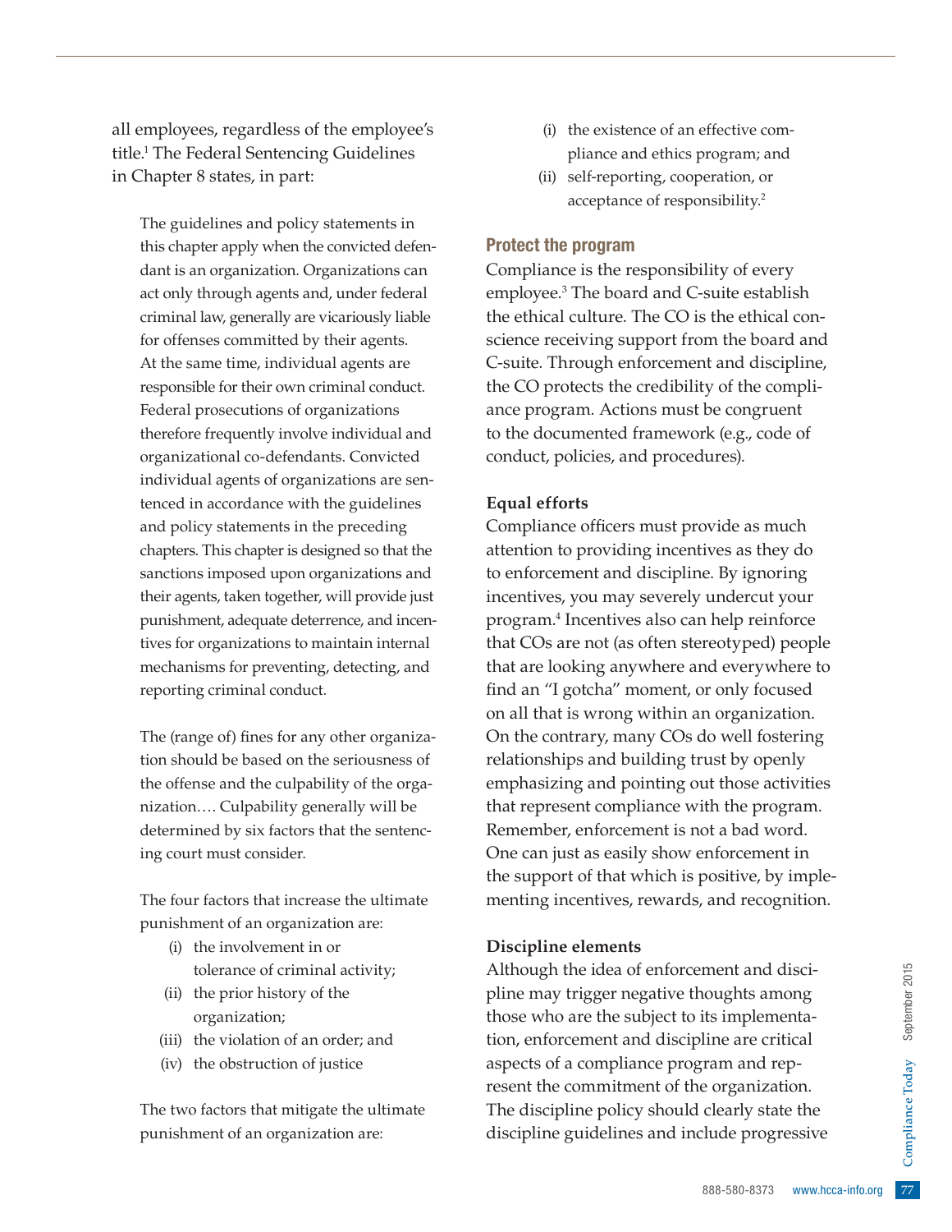all employees, regardless of the employee's title.[1] The Federal Sentencing Guidelines in Chapter 8 states, in part:

> The guidelines and policy statements in this chapter apply when the convicted defendant is an organization. Organizations can act only through agents and, under federal criminal law, generally are vicariously liable for offenses committed by their agents. At the same time, individual agents are responsible for their own criminal conduct. Federal prosecutions of organizations therefore frequently involve individual and organizational co-defendants. Convicted individual agents of organizations are sentenced in accordance with the guidelines and policy statements in the preceding chapters. This chapter is designed so that the sanctions imposed upon organizations and their agents, taken together, will provide just punishment, adequate deterrence, and incentives for organizations to maintain internal mechanisms for preventing, detecting, and reporting criminal conduct.
>
> The (range of) fines for any other organization should be based on the seriousness of the offense and the culpability of the organization…. Culpability generally will be determined by six factors that the sentencing court must consider.
>
> The four factors that increase the ultimate punishment of an organization are:
>
> (i) the involvement in or tolerance of criminal activity;
> (ii) the prior history of the organization;
> (iii) the violation of an order; and
> (iv) the obstruction of justice
>
> The two factors that mitigate the ultimate punishment of an organization are:
>
> (i) the existence of an effective compliance and ethics program; and
> (ii) self-reporting, cooperation, or acceptance of responsibility.[2]

## Protect the program

Compliance is the responsibility of every employee.[3] The board and C-suite establish the ethical culture. The CO is the ethical conscience receiving support from the board and C-suite. Through enforcement and discipline, the CO protects the credibility of the compliance program. Actions must be congruent to the documented framework (e.g., code of conduct, policies, and procedures).

### Equal efforts

Compliance officers must provide as much attention to providing incentives as they do to enforcement and discipline. By ignoring incentives, you may severely undercut your program.[4] Incentives also can help reinforce that COs are not (as often stereotyped) people that are looking anywhere and everywhere to find an "I gotcha" moment, or only focused on all that is wrong within an organization. On the contrary, many COs do well fostering relationships and building trust by openly emphasizing and pointing out those activities that represent compliance with the program. Remember, enforcement is not a bad word. One can just as easily show enforcement in the support of that which is positive, by implementing incentives, rewards, and recognition.

### Discipline elements

Although the idea of enforcement and discipline may trigger negative thoughts among those who are the subject to its implementation, enforcement and discipline are critical aspects of a compliance program and represent the commitment of the organization. The discipline policy should clearly state the discipline guidelines and include progressive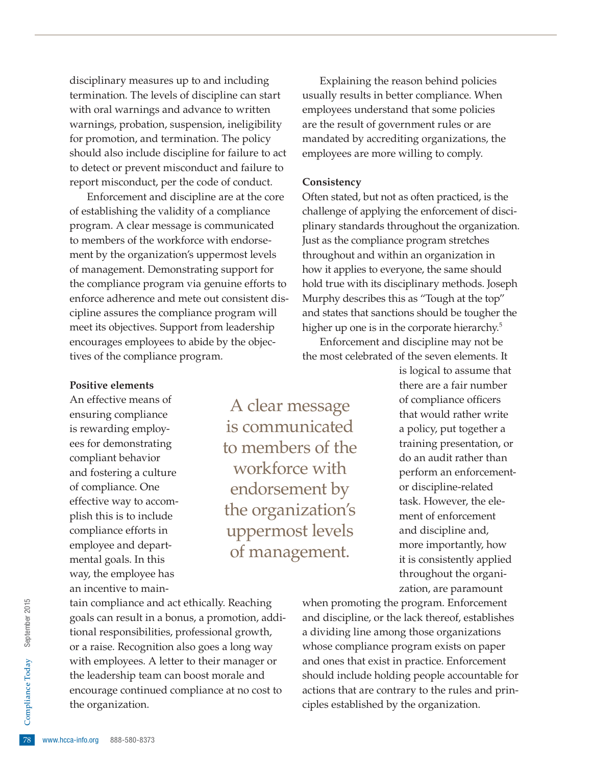disciplinary measures up to and including termination. The levels of discipline can start with oral warnings and advance to written warnings, probation, suspension, ineligibility for promotion, and termination. The policy should also include discipline for failure to act to detect or prevent misconduct and failure to report misconduct, per the code of conduct.

Enforcement and discipline are at the core of establishing the validity of a compliance program. A clear message is communicated to members of the workforce with endorsement by the organization's uppermost levels of management. Demonstrating support for the compliance program via genuine efforts to enforce adherence and mete out consistent discipline assures the compliance program will meet its objectives. Support from leadership encourages employees to abide by the objectives of the compliance program.

**Positive elements**

An effective means of ensuring compliance is rewarding employees for demonstrating compliant behavior and fostering a culture of compliance. One effective way to accomplish this is to include compliance efforts in employee and departmental goals. In this way, the employee has an incentive to maintain compliance and act ethically. Reaching goals can result in a bonus, a promotion, additional responsibilities, professional growth, or a raise. Recognition also goes a long way with employees. A letter to their manager or the leadership team can boost morale and encourage continued compliance at no cost to the organization.

> A clear message is communicated to members of the workforce with endorsement by the organization's uppermost levels of management.

Explaining the reason behind policies usually results in better compliance. When employees understand that some policies are the result of government rules or are mandated by accrediting organizations, the employees are more willing to comply.

**Consistency**

Often stated, but not as often practiced, is the challenge of applying the enforcement of disciplinary standards throughout the organization. Just as the compliance program stretches throughout and within an organization in how it applies to everyone, the same should hold true with its disciplinary methods. Joseph Murphy describes this as "Tough at the top" and states that sanctions should be tougher the higher up one is in the corporate hierarchy.[5]

Enforcement and discipline may not be the most celebrated of the seven elements. It is logical to assume that there are a fair number of compliance officers that would rather write a policy, put together a training presentation, or do an audit rather than perform an enforcement- or discipline-related task. However, the element of enforcement and discipline and, more importantly, how it is consistently applied throughout the organization, are paramount when promoting the program. Enforcement and discipline, or the lack thereof, establishes a dividing line among those organizations whose compliance program exists on paper and ones that exist in practice. Enforcement should include holding people accountable for actions that are contrary to the rules and principles established by the organization.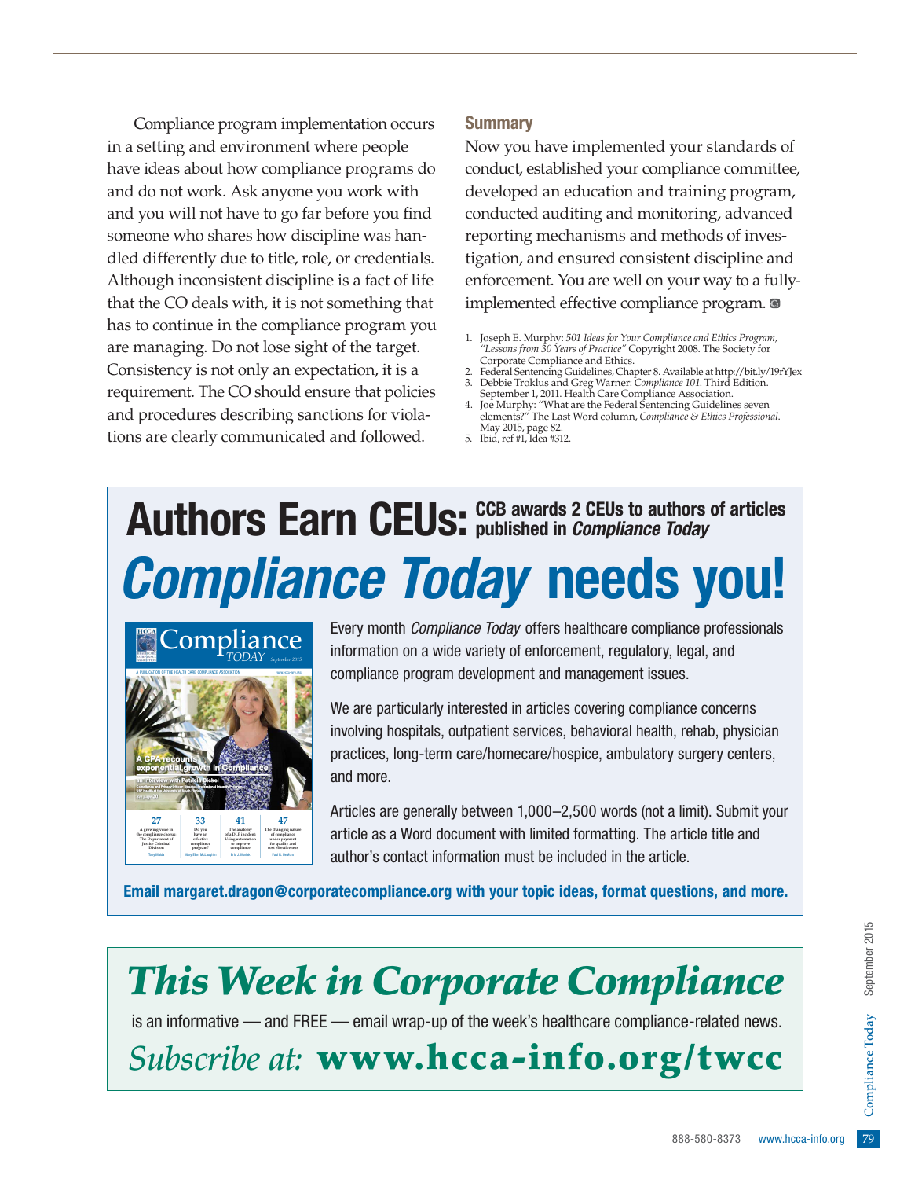Compliance program implementation occurs in a setting and environment where people have ideas about how compliance programs do and do not work. Ask anyone you work with and you will not have to go far before you find someone who shares how discipline was handled differently due to title, role, or credentials. Although inconsistent discipline is a fact of life that the CO deals with, it is not something that has to continue in the compliance program you are managing. Do not lose sight of the target. Consistency is not only an expectation, it is a requirement. The CO should ensure that policies and procedures describing sanctions for violations are clearly communicated and followed.

### Summary

Now you have implemented your standards of conduct, established your compliance committee, developed an education and training program, conducted auditing and monitoring, advanced reporting mechanisms and methods of investigation, and ensured consistent discipline and enforcement. You are well on your way to a fully-implemented effective compliance program.

1. Joseph E. Murphy: *501 Ideas for Your Compliance and Ethics Program, "Lessons from 30 Years of Practice"* Copyright 2008. The Society for Corporate Compliance and Ethics.
2. Federal Sentencing Guidelines, Chapter 8. Available at http://bit.ly/19rYJex
3. Debbie Troklus and Greg Warner: *Compliance 101.* Third Edition. September 1, 2011. Health Care Compliance Association.
4. Joe Murphy: "What are the Federal Sentencing Guidelines seven elements?" The Last Word column, *Compliance & Ethics Professional.* May 2015, page 82.
5. Ibid, ref #1, Idea #312.

---

# Authors Earn CEUs: CCB awards 2 CEUs to authors of articles published in *Compliance Today*

# *Compliance Today* needs you!

Every month *Compliance Today* offers healthcare compliance professionals information on a wide variety of enforcement, regulatory, legal, and compliance program development and management issues.

We are particularly interested in articles covering compliance concerns involving hospitals, outpatient services, behavioral health, rehab, physician practices, long-term care/homecare/hospice, ambulatory surgery centers, and more.

Articles are generally between 1,000–2,500 words (not a limit). Submit your article as a Word document with limited formatting. The article title and author's contact information must be included in the article.

**Email margaret.dragon@corporatecompliance.org with your topic ideas, format questions, and more.**

---

# *This Week in Corporate Compliance*

is an informative — and FREE — email wrap-up of the week's healthcare compliance-related news.

*Subscribe at:* **www.hcca-info.org/twcc**